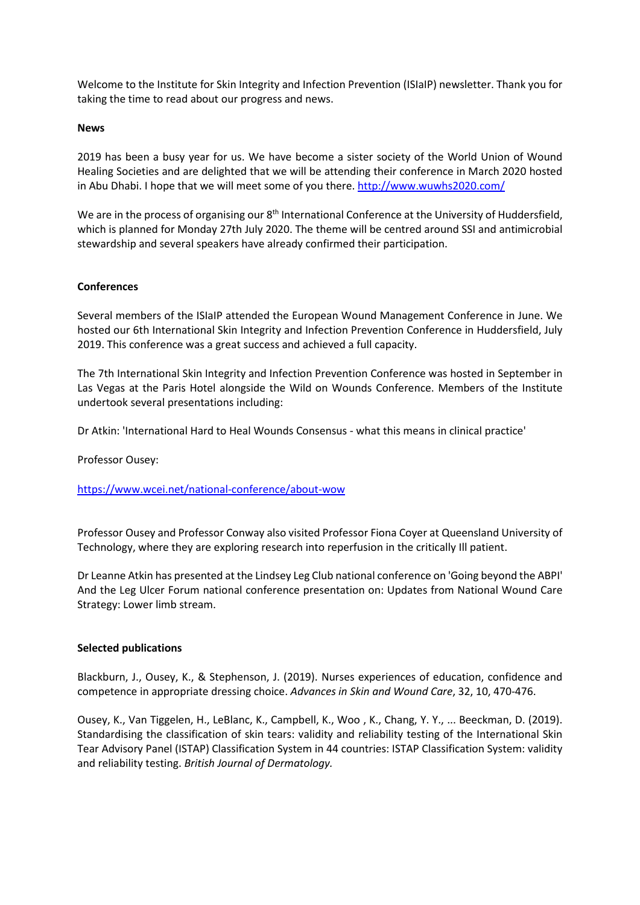Welcome to the Institute for Skin Integrity and Infection Prevention (ISIaIP) newsletter. Thank you for taking the time to read about our progress and news.

**News**

2019 has been a busy year for us. We have become a sister society of the World Union of Wound Healing Societies and are delighted that we will be attending their conference in March 2020 hosted in Abu Dhabi. I hope that we will meet some of you there. http://www.wuwhs2020.com/

We are in the process of organising our 8th International Conference at the University of Huddersfield, which is planned for Monday 27th July 2020. The theme will be centred around SSI and antimicrobial stewardship and several speakers have already confirmed their participation.

**Conferences**

Several members of the ISIaIP attended the European Wound Management Conference in June. We hosted our 6th International Skin Integrity and Infection Prevention Conference in Huddersfield, July 2019. This conference was a great success and achieved a full capacity.

The 7th International Skin Integrity and Infection Prevention Conference was hosted in September in Las Vegas at the Paris Hotel alongside the Wild on Wounds Conference. Members of the Institute undertook several presentations including:

Dr Atkin: 'International Hard to Heal Wounds Consensus - what this means in clinical practice'

Professor Ousey:

https://www.wcei.net/national-conference/about-wow

Professor Ousey and Professor Conway also visited Professor Fiona Coyer at Queensland University of Technology, where they are exploring research into reperfusion in the critically Ill patient.

Dr Leanne Atkin has presented at the Lindsey Leg Club national conference on 'Going beyond the ABPI' And the Leg Ulcer Forum national conference presentation on: Updates from National Wound Care Strategy: Lower limb stream.

**Selected publications**

Blackburn, J., Ousey, K., & Stephenson, J. (2019). Nurses experiences of education, confidence and competence in appropriate dressing choice. *Advances in Skin and Wound Care*, 32, 10, 470-476.

Ousey, K., Van Tiggelen, H., LeBlanc, K., Campbell, K., Woo , K., Chang, Y. Y., ... Beeckman, D. (2019). Standardising the classification of skin tears: validity and reliability testing of the International Skin Tear Advisory Panel (ISTAP) Classification System in 44 countries: ISTAP Classification System: validity and reliability testing. *British Journal of Dermatology.*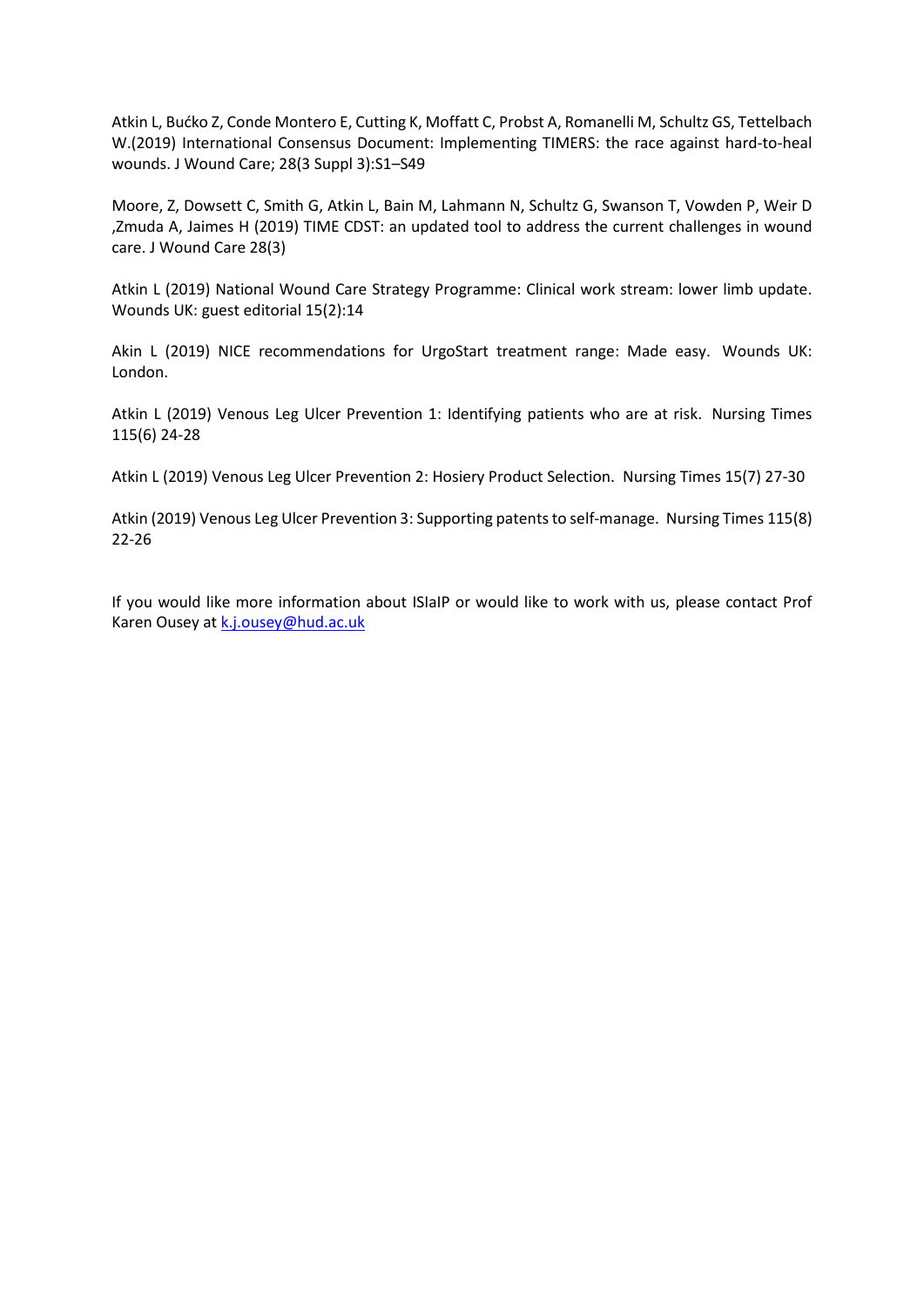Atkin L, Bućko Z, Conde Montero E, Cutting K, Moffatt C, Probst A, Romanelli M, Schultz GS, Tettelbach W.(2019) International Consensus Document: Implementing TIMERS: the race against hard-to-heal wounds. J Wound Care; 28(3 Suppl 3):S1–S49

Moore, Z, Dowsett C, Smith G, Atkin L, Bain M, Lahmann N, Schultz G, Swanson T, Vowden P, Weir D ,Zmuda A, Jaimes H (2019) TIME CDST: an updated tool to address the current challenges in wound care. J Wound Care 28(3)

Atkin L (2019) National Wound Care Strategy Programme: Clinical work stream: lower limb update. Wounds UK: guest editorial 15(2):14

Akin L (2019) NICE recommendations for UrgoStart treatment range: Made easy. Wounds UK: London.

Atkin L (2019) Venous Leg Ulcer Prevention 1: Identifying patients who are at risk. Nursing Times 115(6) 24-28

Atkin L (2019) Venous Leg Ulcer Prevention 2: Hosiery Product Selection. Nursing Times 15(7) 27-30

Atkin (2019) Venous Leg Ulcer Prevention 3: Supporting patents to self-manage. Nursing Times 115(8) 22-26

If you would like more information about ISIaIP or would like to work with us, please contact Prof Karen Ousey at k.j.ousey@hud.ac.uk